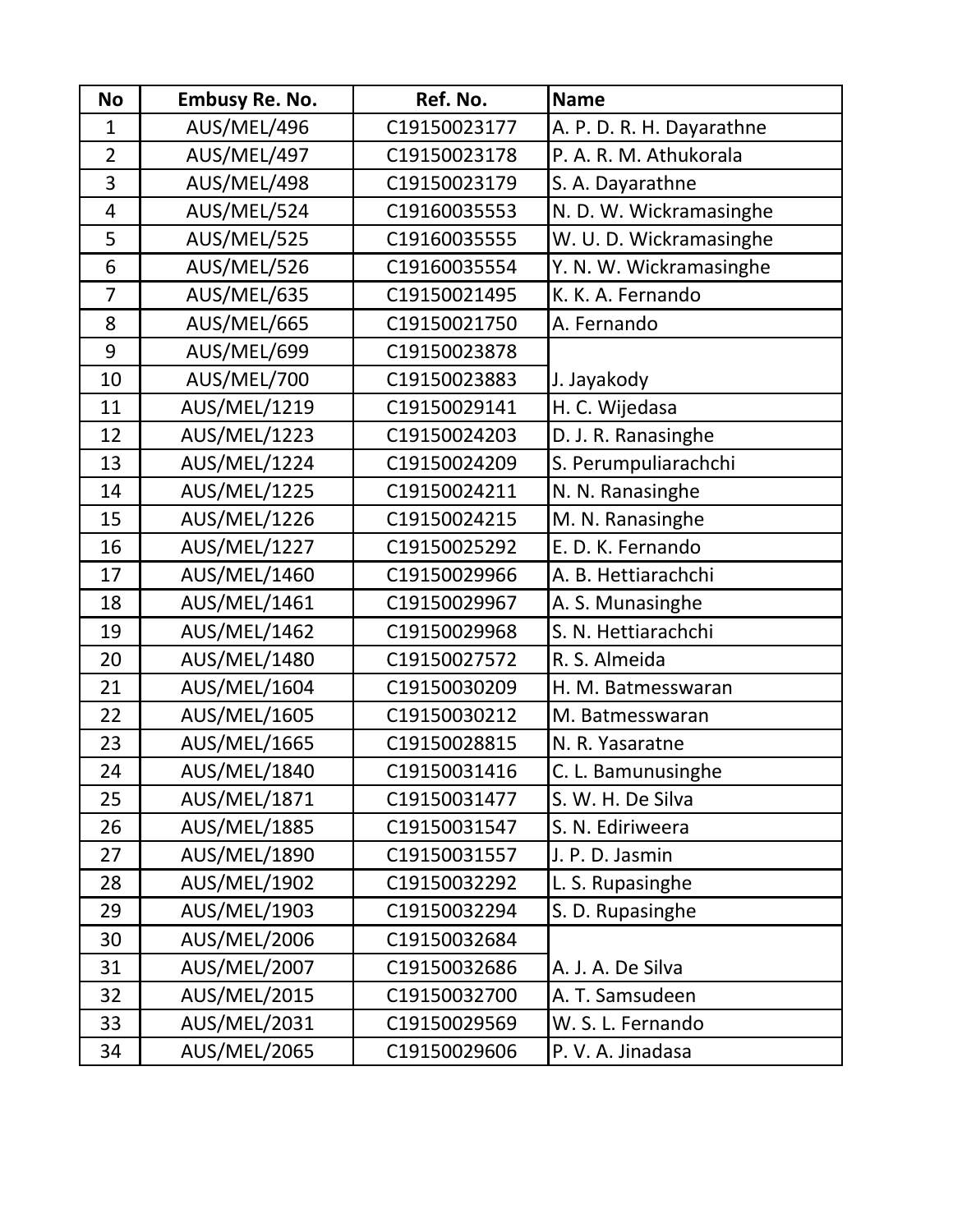| No | Embusy Re. No. | Ref. No. | Name |
|---|---|---|---|
| 1 | AUS/MEL/496 | C19150023177 | A. P. D. R. H. Dayarathne |
| 2 | AUS/MEL/497 | C19150023178 | P. A. R. M. Athukorala |
| 3 | AUS/MEL/498 | C19150023179 | S. A. Dayarathne |
| 4 | AUS/MEL/524 | C19160035553 | N. D. W. Wickramasinghe |
| 5 | AUS/MEL/525 | C19160035555 | W. U. D. Wickramasinghe |
| 6 | AUS/MEL/526 | C19160035554 | Y. N. W. Wickramasinghe |
| 7 | AUS/MEL/635 | C19150021495 | K. K. A. Fernando |
| 8 | AUS/MEL/665 | C19150021750 | A. Fernando |
| 9 | AUS/MEL/699 | C19150023878 | J. Jayakody |
| 10 | AUS/MEL/700 | C19150023883 | |
| 11 | AUS/MEL/1219 | C19150029141 | H. C. Wijedasa |
| 12 | AUS/MEL/1223 | C19150024203 | D. J. R. Ranasinghe |
| 13 | AUS/MEL/1224 | C19150024209 | S. Perumpuliarachchi |
| 14 | AUS/MEL/1225 | C19150024211 | N. N. Ranasinghe |
| 15 | AUS/MEL/1226 | C19150024215 | M. N. Ranasinghe |
| 16 | AUS/MEL/1227 | C19150025292 | E. D. K. Fernando |
| 17 | AUS/MEL/1460 | C19150029966 | A. B. Hettiarachchi |
| 18 | AUS/MEL/1461 | C19150029967 | A. S. Munasinghe |
| 19 | AUS/MEL/1462 | C19150029968 | S. N. Hettiarachchi |
| 20 | AUS/MEL/1480 | C19150027572 | R. S. Almeida |
| 21 | AUS/MEL/1604 | C19150030209 | H. M. Batmesswaran |
| 22 | AUS/MEL/1605 | C19150030212 | M. Batmesswaran |
| 23 | AUS/MEL/1665 | C19150028815 | N. R. Yasaratne |
| 24 | AUS/MEL/1840 | C19150031416 | C. L. Bamunusinghe |
| 25 | AUS/MEL/1871 | C19150031477 | S. W. H. De Silva |
| 26 | AUS/MEL/1885 | C19150031547 | S. N. Ediriweera |
| 27 | AUS/MEL/1890 | C19150031557 | J. P. D. Jasmin |
| 28 | AUS/MEL/1902 | C19150032292 | L. S. Rupasinghe |
| 29 | AUS/MEL/1903 | C19150032294 | S. D. Rupasinghe |
| 30 | AUS/MEL/2006 | C19150032684 | A. J. A. De Silva |
| 31 | AUS/MEL/2007 | C19150032686 | |
| 32 | AUS/MEL/2015 | C19150032700 | A. T. Samsudeen |
| 33 | AUS/MEL/2031 | C19150029569 | W. S. L. Fernando |
| 34 | AUS/MEL/2065 | C19150029606 | P. V. A. Jinadasa |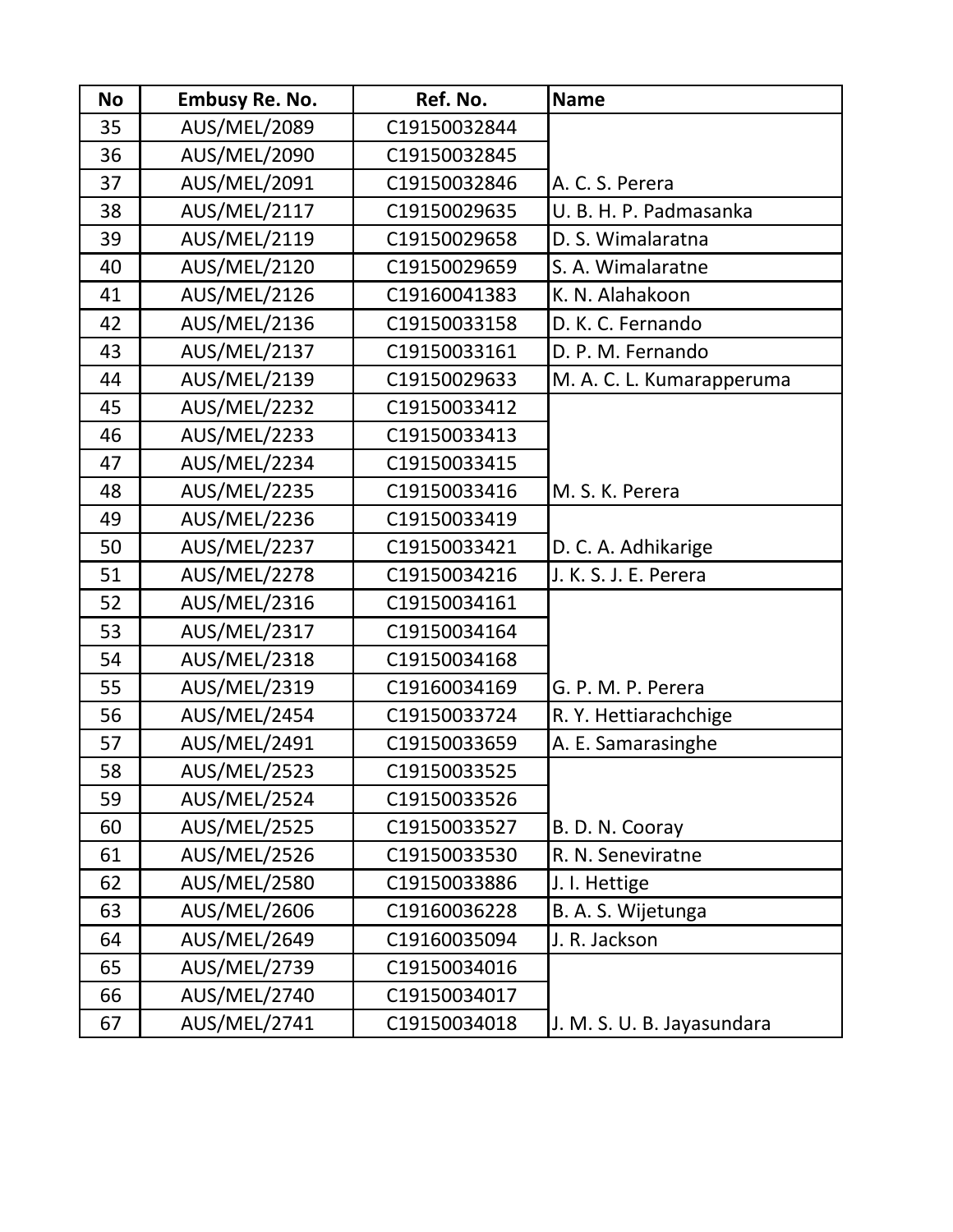| No | Embusy Re. No. | Ref. No. | Name |
|---|---|---|---|
| 35 | AUS/MEL/2089 | C19150032844 | |
| 36 | AUS/MEL/2090 | C19150032845 | |
| 37 | AUS/MEL/2091 | C19150032846 | A. C. S. Perera |
| 38 | AUS/MEL/2117 | C19150029635 | U. B. H. P. Padmasanka |
| 39 | AUS/MEL/2119 | C19150029658 | D. S. Wimalaratna |
| 40 | AUS/MEL/2120 | C19150029659 | S. A. Wimalaratne |
| 41 | AUS/MEL/2126 | C19160041383 | K. N. Alahakoon |
| 42 | AUS/MEL/2136 | C19150033158 | D. K. C. Fernando |
| 43 | AUS/MEL/2137 | C19150033161 | D. P. M. Fernando |
| 44 | AUS/MEL/2139 | C19150029633 | M. A. C. L. Kumarapperuma |
| 45 | AUS/MEL/2232 | C19150033412 | |
| 46 | AUS/MEL/2233 | C19150033413 | |
| 47 | AUS/MEL/2234 | C19150033415 | |
| 48 | AUS/MEL/2235 | C19150033416 | M. S. K. Perera |
| 49 | AUS/MEL/2236 | C19150033419 | |
| 50 | AUS/MEL/2237 | C19150033421 | D. C. A. Adhikarige |
| 51 | AUS/MEL/2278 | C19150034216 | J. K. S. J. E. Perera |
| 52 | AUS/MEL/2316 | C19150034161 | |
| 53 | AUS/MEL/2317 | C19150034164 | |
| 54 | AUS/MEL/2318 | C19150034168 | |
| 55 | AUS/MEL/2319 | C19160034169 | G. P. M. P. Perera |
| 56 | AUS/MEL/2454 | C19150033724 | R. Y. Hettiarachchige |
| 57 | AUS/MEL/2491 | C19150033659 | A. E. Samarasinghe |
| 58 | AUS/MEL/2523 | C19150033525 | |
| 59 | AUS/MEL/2524 | C19150033526 | |
| 60 | AUS/MEL/2525 | C19150033527 | B. D. N. Cooray |
| 61 | AUS/MEL/2526 | C19150033530 | R. N. Seneviratne |
| 62 | AUS/MEL/2580 | C19150033886 | J. I. Hettige |
| 63 | AUS/MEL/2606 | C19160036228 | B. A. S. Wijetunga |
| 64 | AUS/MEL/2649 | C19160035094 | J. R. Jackson |
| 65 | AUS/MEL/2739 | C19150034016 | |
| 66 | AUS/MEL/2740 | C19150034017 | |
| 67 | AUS/MEL/2741 | C19150034018 | J. M. S. U. B. Jayasundara |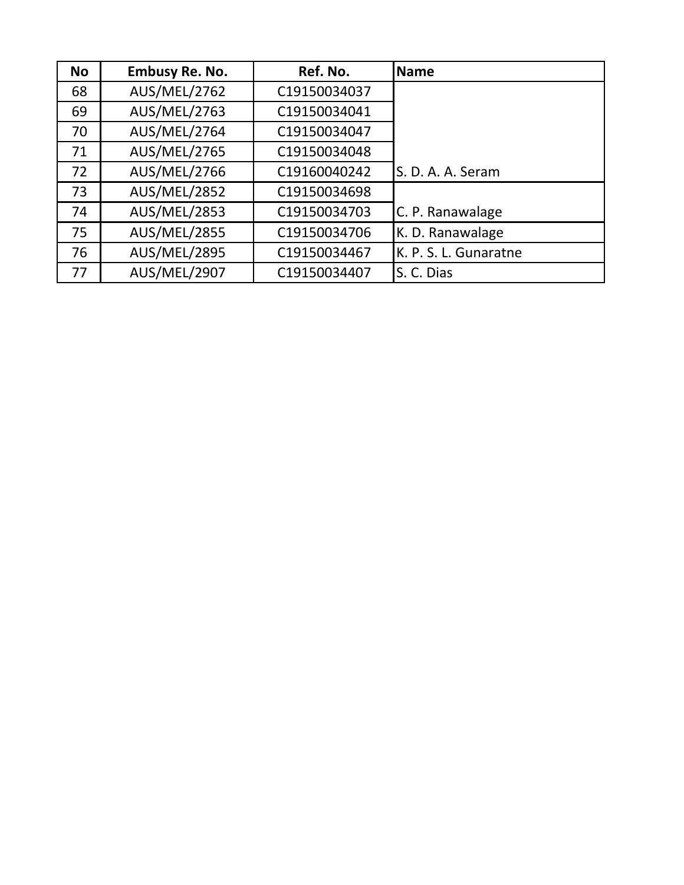| No | Embusy Re. No. | Ref. No. | Name |
| --- | --- | --- | --- |
| 68 | AUS/MEL/2762 | C19150034037 | |
| 69 | AUS/MEL/2763 | C19150034041 | |
| 70 | AUS/MEL/2764 | C19150034047 | |
| 71 | AUS/MEL/2765 | C19150034048 | |
| 72 | AUS/MEL/2766 | C19160040242 | S. D. A. A. Seram |
| 73 | AUS/MEL/2852 | C19150034698 | |
| 74 | AUS/MEL/2853 | C19150034703 | C. P. Ranawalage |
| 75 | AUS/MEL/2855 | C19150034706 | K. D. Ranawalage |
| 76 | AUS/MEL/2895 | C19150034467 | K. P. S. L. Gunaratne |
| 77 | AUS/MEL/2907 | C19150034407 | S. C. Dias |